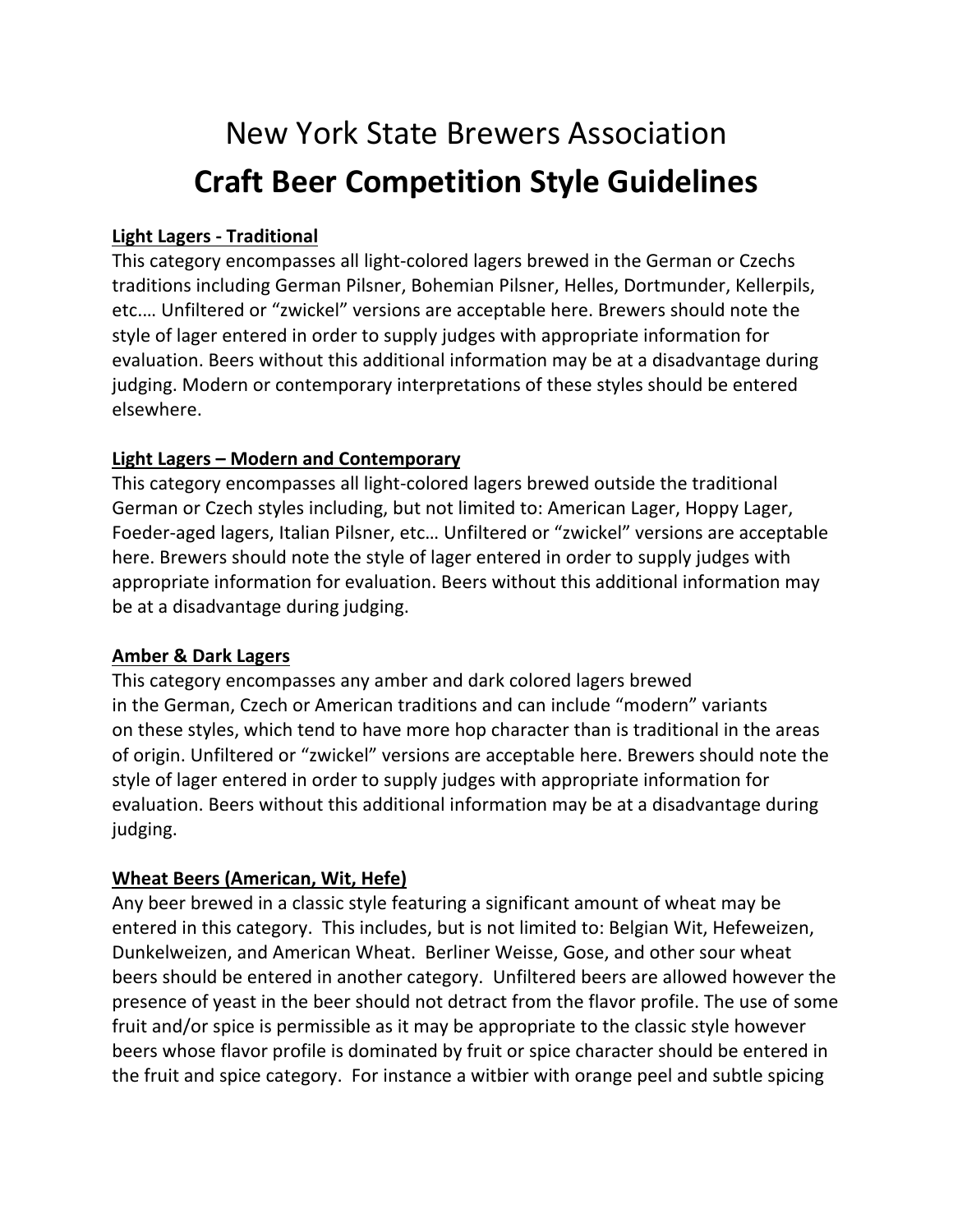# New York State Brewers Association

# Craft Beer Competition Style Guidelines

**Light Lagers - Traditional**

This category encompasses all light-colored lagers brewed in the German or Czechs traditions including German Pilsner, Bohemian Pilsner, Helles, Dortmunder, Kellerpils, etc.… Unfiltered or "zwickel" versions are acceptable here. Brewers should note the style of lager entered in order to supply judges with appropriate information for evaluation. Beers without this additional information may be at a disadvantage during judging. Modern or contemporary interpretations of these styles should be entered elsewhere.

**Light Lagers – Modern and Contemporary**

This category encompasses all light-colored lagers brewed outside the traditional German or Czech styles including, but not limited to: American Lager, Hoppy Lager, Foeder-aged lagers, Italian Pilsner, etc… Unfiltered or "zwickel" versions are acceptable here. Brewers should note the style of lager entered in order to supply judges with appropriate information for evaluation. Beers without this additional information may be at a disadvantage during judging.

**Amber & Dark Lagers**

This category encompasses any amber and dark colored lagers brewed in the German, Czech or American traditions and can include "modern" variants on these styles, which tend to have more hop character than is traditional in the areas of origin. Unfiltered or "zwickel" versions are acceptable here. Brewers should note the style of lager entered in order to supply judges with appropriate information for evaluation. Beers without this additional information may be at a disadvantage during judging.

**Wheat Beers (American, Wit, Hefe)**

Any beer brewed in a classic style featuring a significant amount of wheat may be entered in this category. This includes, but is not limited to: Belgian Wit, Hefeweizen, Dunkelweizen, and American Wheat. Berliner Weisse, Gose, and other sour wheat beers should be entered in another category. Unfiltered beers are allowed however the presence of yeast in the beer should not detract from the flavor profile. The use of some fruit and/or spice is permissible as it may be appropriate to the classic style however beers whose flavor profile is dominated by fruit or spice character should be entered in the fruit and spice category. For instance a witbier with orange peel and subtle spicing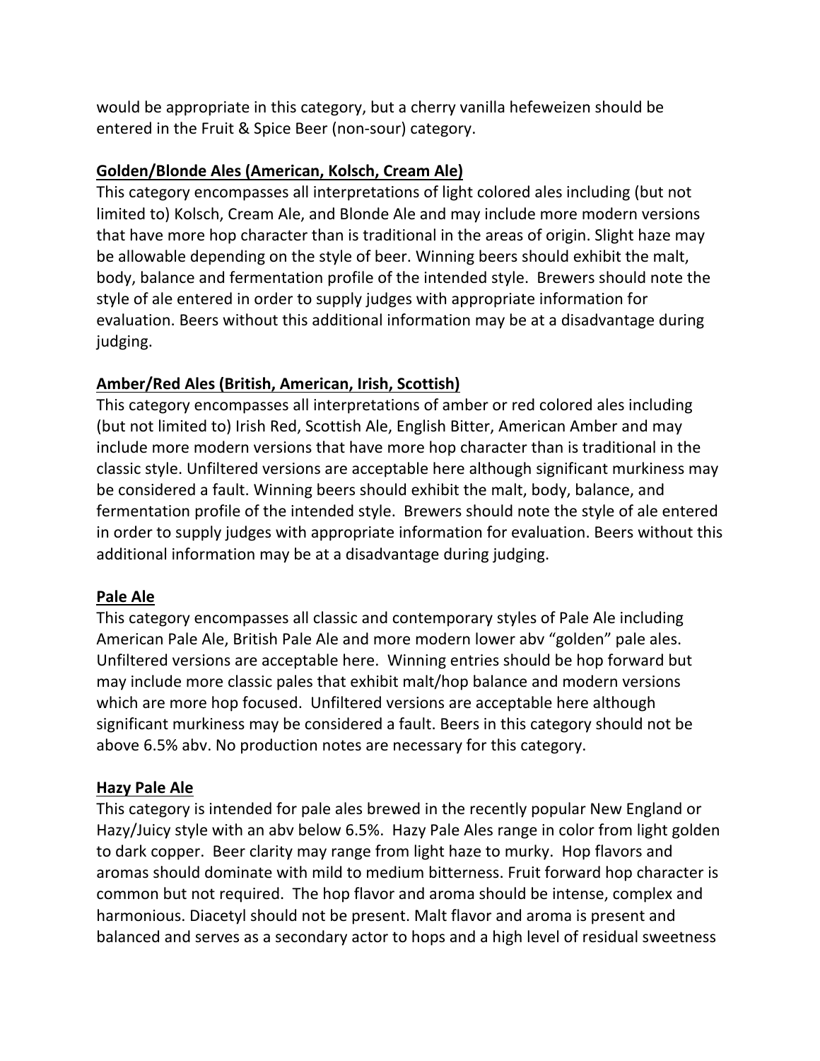would be appropriate in this category, but a cherry vanilla hefeweizen should be entered in the Fruit & Spice Beer (non-sour) category.

## Golden/Blonde Ales (American, Kolsch, Cream Ale)

This category encompasses all interpretations of light colored ales including (but not limited to) Kolsch, Cream Ale, and Blonde Ale and may include more modern versions that have more hop character than is traditional in the areas of origin. Slight haze may be allowable depending on the style of beer. Winning beers should exhibit the malt, body, balance and fermentation profile of the intended style. Brewers should note the style of ale entered in order to supply judges with appropriate information for evaluation. Beers without this additional information may be at a disadvantage during judging.

## Amber/Red Ales (British, American, Irish, Scottish)

This category encompasses all interpretations of amber or red colored ales including (but not limited to) Irish Red, Scottish Ale, English Bitter, American Amber and may include more modern versions that have more hop character than is traditional in the classic style. Unfiltered versions are acceptable here although significant murkiness may be considered a fault. Winning beers should exhibit the malt, body, balance, and fermentation profile of the intended style. Brewers should note the style of ale entered in order to supply judges with appropriate information for evaluation. Beers without this additional information may be at a disadvantage during judging.

## Pale Ale

This category encompasses all classic and contemporary styles of Pale Ale including American Pale Ale, British Pale Ale and more modern lower abv "golden" pale ales. Unfiltered versions are acceptable here. Winning entries should be hop forward but may include more classic pales that exhibit malt/hop balance and modern versions which are more hop focused. Unfiltered versions are acceptable here although significant murkiness may be considered a fault. Beers in this category should not be above 6.5% abv. No production notes are necessary for this category.

## Hazy Pale Ale

This category is intended for pale ales brewed in the recently popular New England or Hazy/Juicy style with an abv below 6.5%. Hazy Pale Ales range in color from light golden to dark copper. Beer clarity may range from light haze to murky. Hop flavors and aromas should dominate with mild to medium bitterness. Fruit forward hop character is common but not required. The hop flavor and aroma should be intense, complex and harmonious. Diacetyl should not be present. Malt flavor and aroma is present and balanced and serves as a secondary actor to hops and a high level of residual sweetness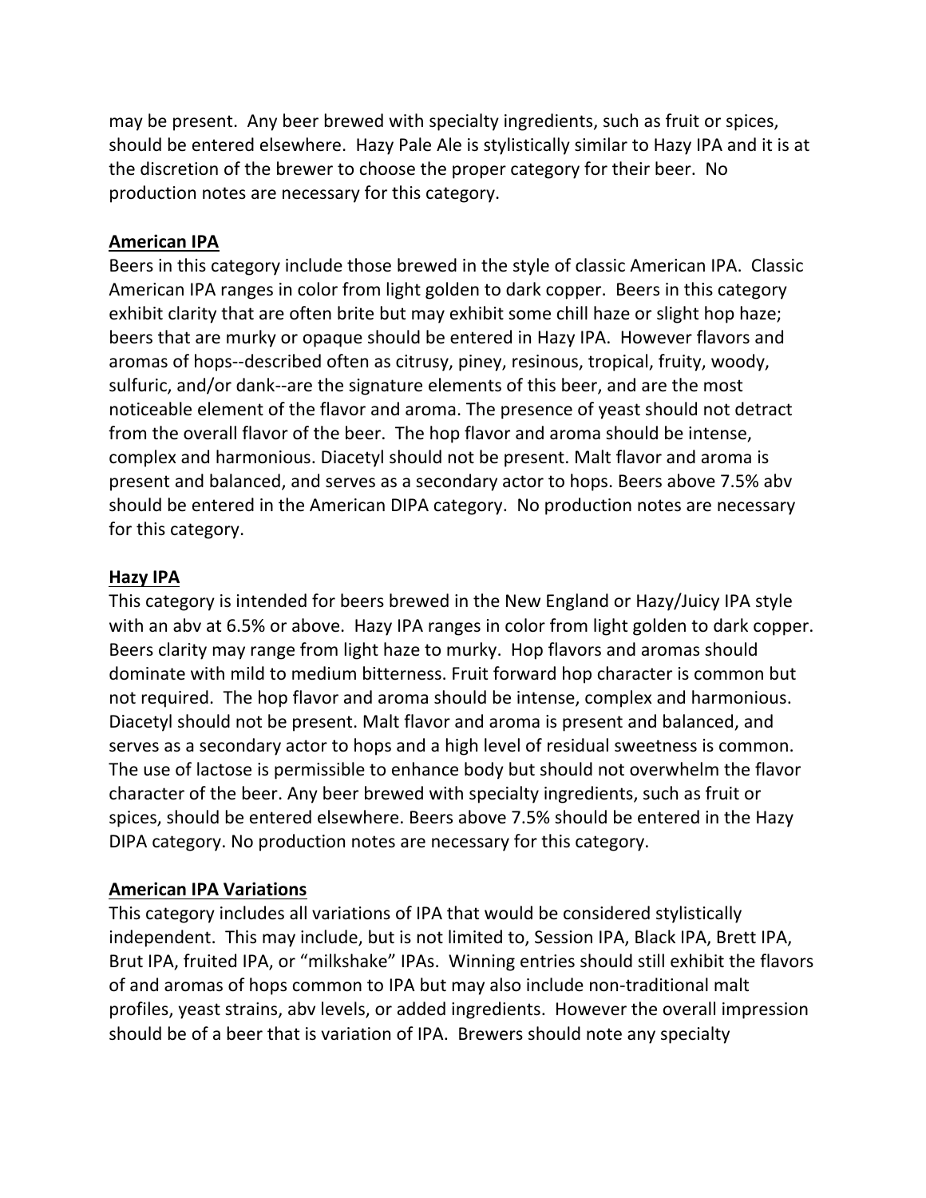may be present. Any beer brewed with specialty ingredients, such as fruit or spices, should be entered elsewhere. Hazy Pale Ale is stylistically similar to Hazy IPA and it is at the discretion of the brewer to choose the proper category for their beer. No production notes are necessary for this category.

**American IPA**

Beers in this category include those brewed in the style of classic American IPA. Classic American IPA ranges in color from light golden to dark copper. Beers in this category exhibit clarity that are often brite but may exhibit some chill haze or slight hop haze; beers that are murky or opaque should be entered in Hazy IPA. However flavors and aromas of hops--described often as citrusy, piney, resinous, tropical, fruity, woody, sulfuric, and/or dank--are the signature elements of this beer, and are the most noticeable element of the flavor and aroma. The presence of yeast should not detract from the overall flavor of the beer. The hop flavor and aroma should be intense, complex and harmonious. Diacetyl should not be present. Malt flavor and aroma is present and balanced, and serves as a secondary actor to hops. Beers above 7.5% abv should be entered in the American DIPA category. No production notes are necessary for this category.

**Hazy IPA**

This category is intended for beers brewed in the New England or Hazy/Juicy IPA style with an abv at 6.5% or above. Hazy IPA ranges in color from light golden to dark copper. Beers clarity may range from light haze to murky. Hop flavors and aromas should dominate with mild to medium bitterness. Fruit forward hop character is common but not required. The hop flavor and aroma should be intense, complex and harmonious. Diacetyl should not be present. Malt flavor and aroma is present and balanced, and serves as a secondary actor to hops and a high level of residual sweetness is common. The use of lactose is permissible to enhance body but should not overwhelm the flavor character of the beer. Any beer brewed with specialty ingredients, such as fruit or spices, should be entered elsewhere. Beers above 7.5% should be entered in the Hazy DIPA category. No production notes are necessary for this category.

**American IPA Variations**

This category includes all variations of IPA that would be considered stylistically independent. This may include, but is not limited to, Session IPA, Black IPA, Brett IPA, Brut IPA, fruited IPA, or "milkshake" IPAs. Winning entries should still exhibit the flavors of and aromas of hops common to IPA but may also include non-traditional malt profiles, yeast strains, abv levels, or added ingredients. However the overall impression should be of a beer that is variation of IPA. Brewers should note any specialty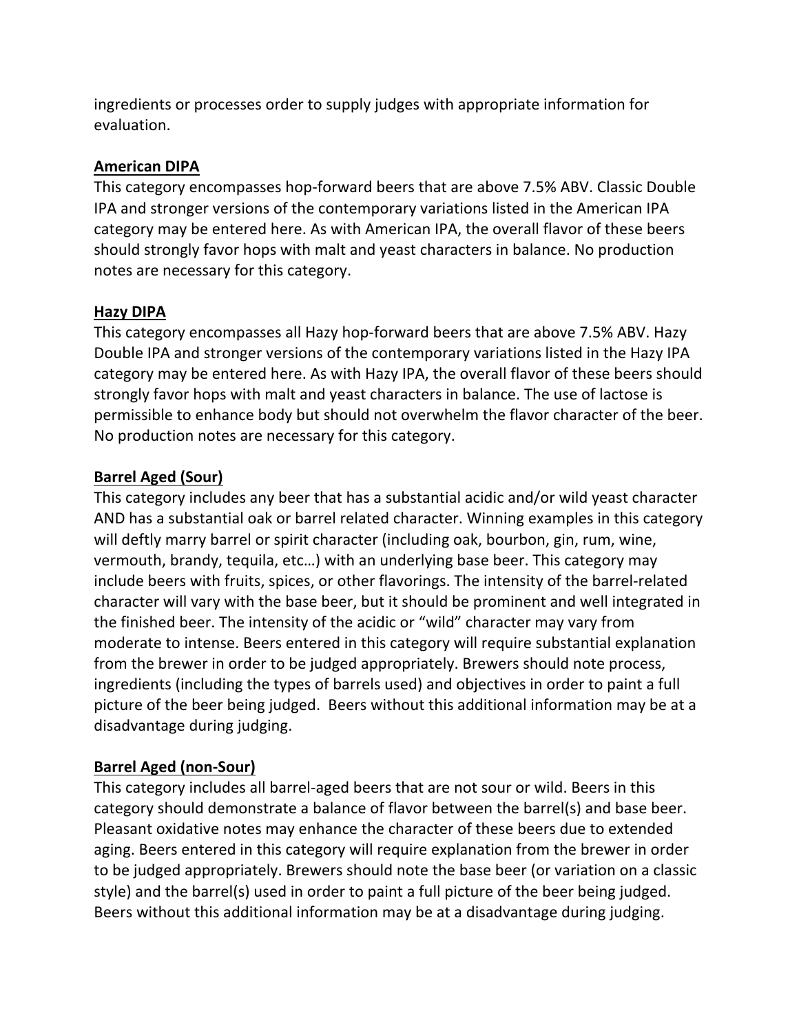ingredients or processes order to supply judges with appropriate information for evaluation.

**American DIPA**

This category encompasses hop-forward beers that are above 7.5% ABV. Classic Double IPA and stronger versions of the contemporary variations listed in the American IPA category may be entered here. As with American IPA, the overall flavor of these beers should strongly favor hops with malt and yeast characters in balance. No production notes are necessary for this category.

**Hazy DIPA**

This category encompasses all Hazy hop-forward beers that are above 7.5% ABV. Hazy Double IPA and stronger versions of the contemporary variations listed in the Hazy IPA category may be entered here. As with Hazy IPA, the overall flavor of these beers should strongly favor hops with malt and yeast characters in balance. The use of lactose is permissible to enhance body but should not overwhelm the flavor character of the beer. No production notes are necessary for this category.

**Barrel Aged (Sour)**

This category includes any beer that has a substantial acidic and/or wild yeast character AND has a substantial oak or barrel related character. Winning examples in this category will deftly marry barrel or spirit character (including oak, bourbon, gin, rum, wine, vermouth, brandy, tequila, etc…) with an underlying base beer. This category may include beers with fruits, spices, or other flavorings. The intensity of the barrel-related character will vary with the base beer, but it should be prominent and well integrated in the finished beer. The intensity of the acidic or "wild" character may vary from moderate to intense. Beers entered in this category will require substantial explanation from the brewer in order to be judged appropriately. Brewers should note process, ingredients (including the types of barrels used) and objectives in order to paint a full picture of the beer being judged. Beers without this additional information may be at a disadvantage during judging.

**Barrel Aged (non-Sour)**

This category includes all barrel-aged beers that are not sour or wild. Beers in this category should demonstrate a balance of flavor between the barrel(s) and base beer. Pleasant oxidative notes may enhance the character of these beers due to extended aging. Beers entered in this category will require explanation from the brewer in order to be judged appropriately. Brewers should note the base beer (or variation on a classic style) and the barrel(s) used in order to paint a full picture of the beer being judged. Beers without this additional information may be at a disadvantage during judging.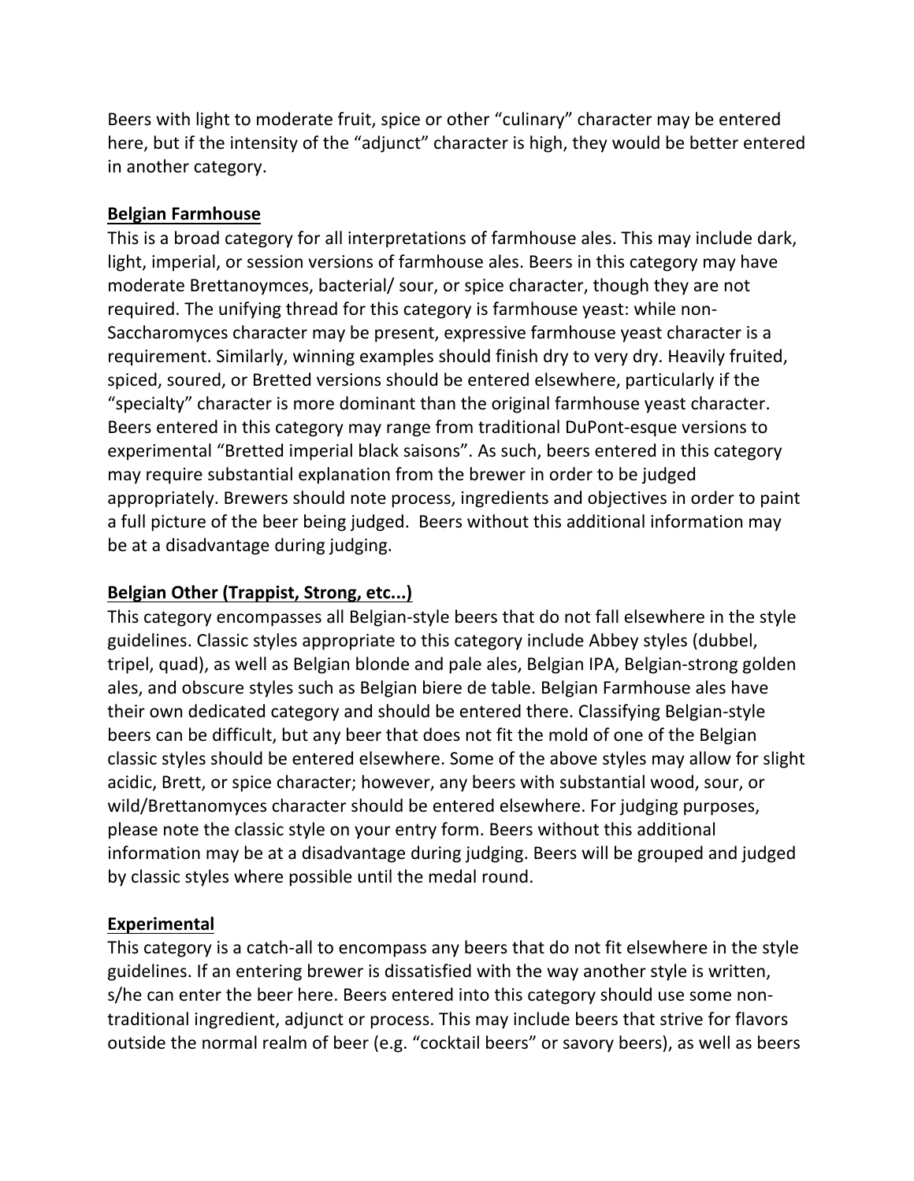Beers with light to moderate fruit, spice or other “culinary” character may be entered here, but if the intensity of the “adjunct” character is high, they would be better entered in another category.

**Belgian Farmhouse**

This is a broad category for all interpretations of farmhouse ales. This may include dark, light, imperial, or session versions of farmhouse ales. Beers in this category may have moderate Brettanoymces, bacterial/ sour, or spice character, though they are not required. The unifying thread for this category is farmhouse yeast: while non-Saccharomyces character may be present, expressive farmhouse yeast character is a requirement. Similarly, winning examples should finish dry to very dry. Heavily fruited, spiced, soured, or Bretted versions should be entered elsewhere, particularly if the “specialty” character is more dominant than the original farmhouse yeast character. Beers entered in this category may range from traditional DuPont-esque versions to experimental “Bretted imperial black saisons”. As such, beers entered in this category may require substantial explanation from the brewer in order to be judged appropriately. Brewers should note process, ingredients and objectives in order to paint a full picture of the beer being judged. Beers without this additional information may be at a disadvantage during judging.

**Belgian Other (Trappist, Strong, etc...)**

This category encompasses all Belgian-style beers that do not fall elsewhere in the style guidelines. Classic styles appropriate to this category include Abbey styles (dubbel, tripel, quad), as well as Belgian blonde and pale ales, Belgian IPA, Belgian-strong golden ales, and obscure styles such as Belgian biere de table. Belgian Farmhouse ales have their own dedicated category and should be entered there. Classifying Belgian-style beers can be difficult, but any beer that does not fit the mold of one of the Belgian classic styles should be entered elsewhere. Some of the above styles may allow for slight acidic, Brett, or spice character; however, any beers with substantial wood, sour, or wild/Brettanomyces character should be entered elsewhere. For judging purposes, please note the classic style on your entry form. Beers without this additional information may be at a disadvantage during judging. Beers will be grouped and judged by classic styles where possible until the medal round.

**Experimental**

This category is a catch-all to encompass any beers that do not fit elsewhere in the style guidelines. If an entering brewer is dissatisfied with the way another style is written, s/he can enter the beer here. Beers entered into this category should use some non-traditional ingredient, adjunct or process. This may include beers that strive for flavors outside the normal realm of beer (e.g. “cocktail beers” or savory beers), as well as beers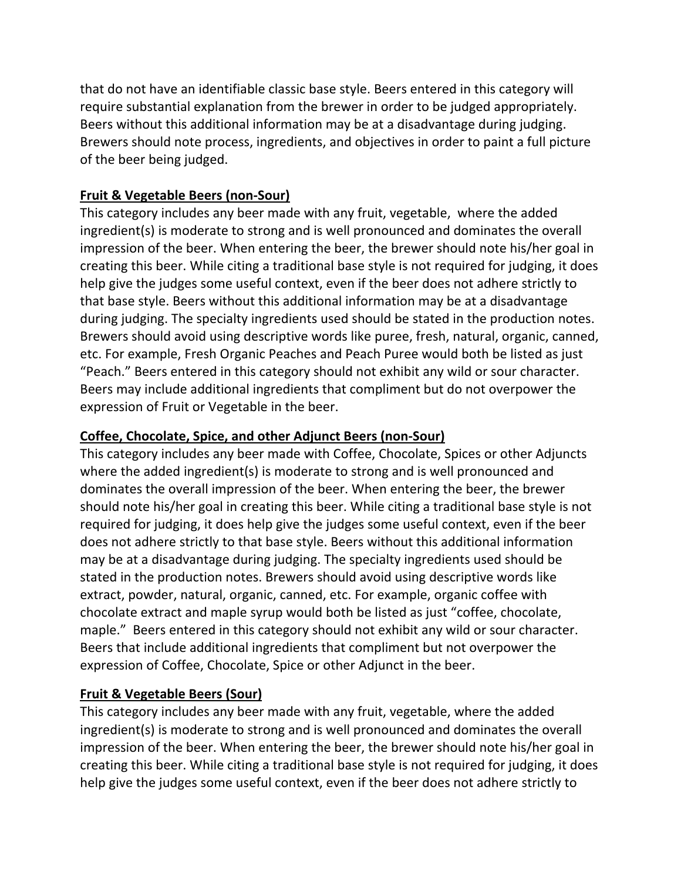that do not have an identifiable classic base style. Beers entered in this category will require substantial explanation from the brewer in order to be judged appropriately. Beers without this additional information may be at a disadvantage during judging. Brewers should note process, ingredients, and objectives in order to paint a full picture of the beer being judged.

**Fruit & Vegetable Beers (non-Sour)**

This category includes any beer made with any fruit, vegetable, where the added ingredient(s) is moderate to strong and is well pronounced and dominates the overall impression of the beer. When entering the beer, the brewer should note his/her goal in creating this beer. While citing a traditional base style is not required for judging, it does help give the judges some useful context, even if the beer does not adhere strictly to that base style. Beers without this additional information may be at a disadvantage during judging. The specialty ingredients used should be stated in the production notes. Brewers should avoid using descriptive words like puree, fresh, natural, organic, canned, etc. For example, Fresh Organic Peaches and Peach Puree would both be listed as just "Peach." Beers entered in this category should not exhibit any wild or sour character. Beers may include additional ingredients that compliment but do not overpower the expression of Fruit or Vegetable in the beer.

**Coffee, Chocolate, Spice, and other Adjunct Beers (non-Sour)**

This category includes any beer made with Coffee, Chocolate, Spices or other Adjuncts where the added ingredient(s) is moderate to strong and is well pronounced and dominates the overall impression of the beer. When entering the beer, the brewer should note his/her goal in creating this beer. While citing a traditional base style is not required for judging, it does help give the judges some useful context, even if the beer does not adhere strictly to that base style. Beers without this additional information may be at a disadvantage during judging. The specialty ingredients used should be stated in the production notes. Brewers should avoid using descriptive words like extract, powder, natural, organic, canned, etc. For example, organic coffee with chocolate extract and maple syrup would both be listed as just "coffee, chocolate, maple." Beers entered in this category should not exhibit any wild or sour character. Beers that include additional ingredients that compliment but not overpower the expression of Coffee, Chocolate, Spice or other Adjunct in the beer.

**Fruit & Vegetable Beers (Sour)**

This category includes any beer made with any fruit, vegetable, where the added ingredient(s) is moderate to strong and is well pronounced and dominates the overall impression of the beer. When entering the beer, the brewer should note his/her goal in creating this beer. While citing a traditional base style is not required for judging, it does help give the judges some useful context, even if the beer does not adhere strictly to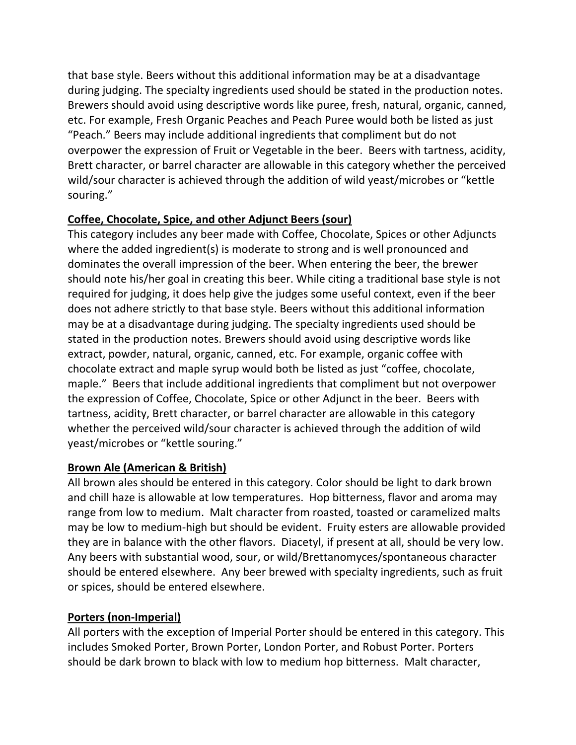that base style. Beers without this additional information may be at a disadvantage during judging. The specialty ingredients used should be stated in the production notes. Brewers should avoid using descriptive words like puree, fresh, natural, organic, canned, etc. For example, Fresh Organic Peaches and Peach Puree would both be listed as just "Peach." Beers may include additional ingredients that compliment but do not overpower the expression of Fruit or Vegetable in the beer. Beers with tartness, acidity, Brett character, or barrel character are allowable in this category whether the perceived wild/sour character is achieved through the addition of wild yeast/microbes or "kettle souring."

**Coffee, Chocolate, Spice, and other Adjunct Beers (sour)**

This category includes any beer made with Coffee, Chocolate, Spices or other Adjuncts where the added ingredient(s) is moderate to strong and is well pronounced and dominates the overall impression of the beer. When entering the beer, the brewer should note his/her goal in creating this beer. While citing a traditional base style is not required for judging, it does help give the judges some useful context, even if the beer does not adhere strictly to that base style. Beers without this additional information may be at a disadvantage during judging. The specialty ingredients used should be stated in the production notes. Brewers should avoid using descriptive words like extract, powder, natural, organic, canned, etc. For example, organic coffee with chocolate extract and maple syrup would both be listed as just "coffee, chocolate, maple." Beers that include additional ingredients that compliment but not overpower the expression of Coffee, Chocolate, Spice or other Adjunct in the beer. Beers with tartness, acidity, Brett character, or barrel character are allowable in this category whether the perceived wild/sour character is achieved through the addition of wild yeast/microbes or "kettle souring."

**Brown Ale (American & British)**

All brown ales should be entered in this category. Color should be light to dark brown and chill haze is allowable at low temperatures. Hop bitterness, flavor and aroma may range from low to medium. Malt character from roasted, toasted or caramelized malts may be low to medium-high but should be evident. Fruity esters are allowable provided they are in balance with the other flavors. Diacetyl, if present at all, should be very low. Any beers with substantial wood, sour, or wild/Brettanomyces/spontaneous character should be entered elsewhere. Any beer brewed with specialty ingredients, such as fruit or spices, should be entered elsewhere.

**Porters (non-Imperial)**

All porters with the exception of Imperial Porter should be entered in this category. This includes Smoked Porter, Brown Porter, London Porter, and Robust Porter. Porters should be dark brown to black with low to medium hop bitterness. Malt character,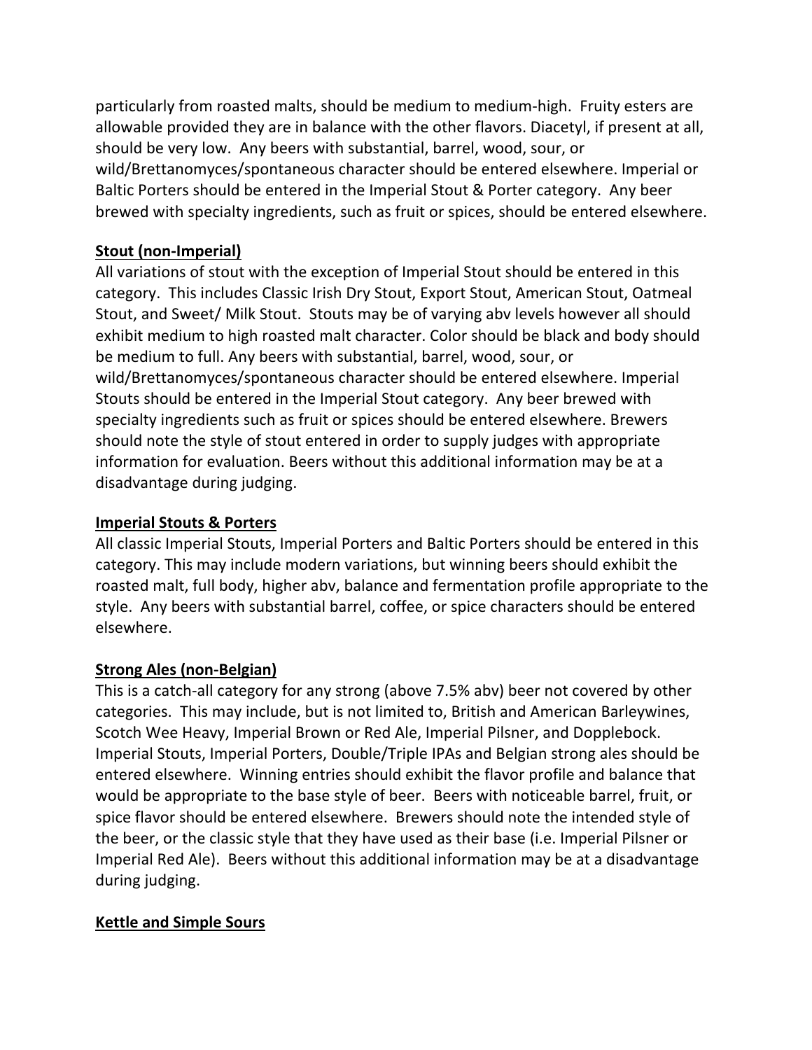particularly from roasted malts, should be medium to medium-high. Fruity esters are allowable provided they are in balance with the other flavors. Diacetyl, if present at all, should be very low. Any beers with substantial, barrel, wood, sour, or wild/Brettanomyces/spontaneous character should be entered elsewhere. Imperial or Baltic Porters should be entered in the Imperial Stout & Porter category. Any beer brewed with specialty ingredients, such as fruit or spices, should be entered elsewhere.

**Stout (non-Imperial)**

All variations of stout with the exception of Imperial Stout should be entered in this category. This includes Classic Irish Dry Stout, Export Stout, American Stout, Oatmeal Stout, and Sweet/ Milk Stout. Stouts may be of varying abv levels however all should exhibit medium to high roasted malt character. Color should be black and body should be medium to full. Any beers with substantial, barrel, wood, sour, or wild/Brettanomyces/spontaneous character should be entered elsewhere. Imperial Stouts should be entered in the Imperial Stout category. Any beer brewed with specialty ingredients such as fruit or spices should be entered elsewhere. Brewers should note the style of stout entered in order to supply judges with appropriate information for evaluation. Beers without this additional information may be at a disadvantage during judging.

**Imperial Stouts & Porters**

All classic Imperial Stouts, Imperial Porters and Baltic Porters should be entered in this category. This may include modern variations, but winning beers should exhibit the roasted malt, full body, higher abv, balance and fermentation profile appropriate to the style. Any beers with substantial barrel, coffee, or spice characters should be entered elsewhere.

**Strong Ales (non-Belgian)**

This is a catch-all category for any strong (above 7.5% abv) beer not covered by other categories. This may include, but is not limited to, British and American Barleywines, Scotch Wee Heavy, Imperial Brown or Red Ale, Imperial Pilsner, and Dopplebock. Imperial Stouts, Imperial Porters, Double/Triple IPAs and Belgian strong ales should be entered elsewhere. Winning entries should exhibit the flavor profile and balance that would be appropriate to the base style of beer. Beers with noticeable barrel, fruit, or spice flavor should be entered elsewhere. Brewers should note the intended style of the beer, or the classic style that they have used as their base (i.e. Imperial Pilsner or Imperial Red Ale). Beers without this additional information may be at a disadvantage during judging.

**Kettle and Simple Sours**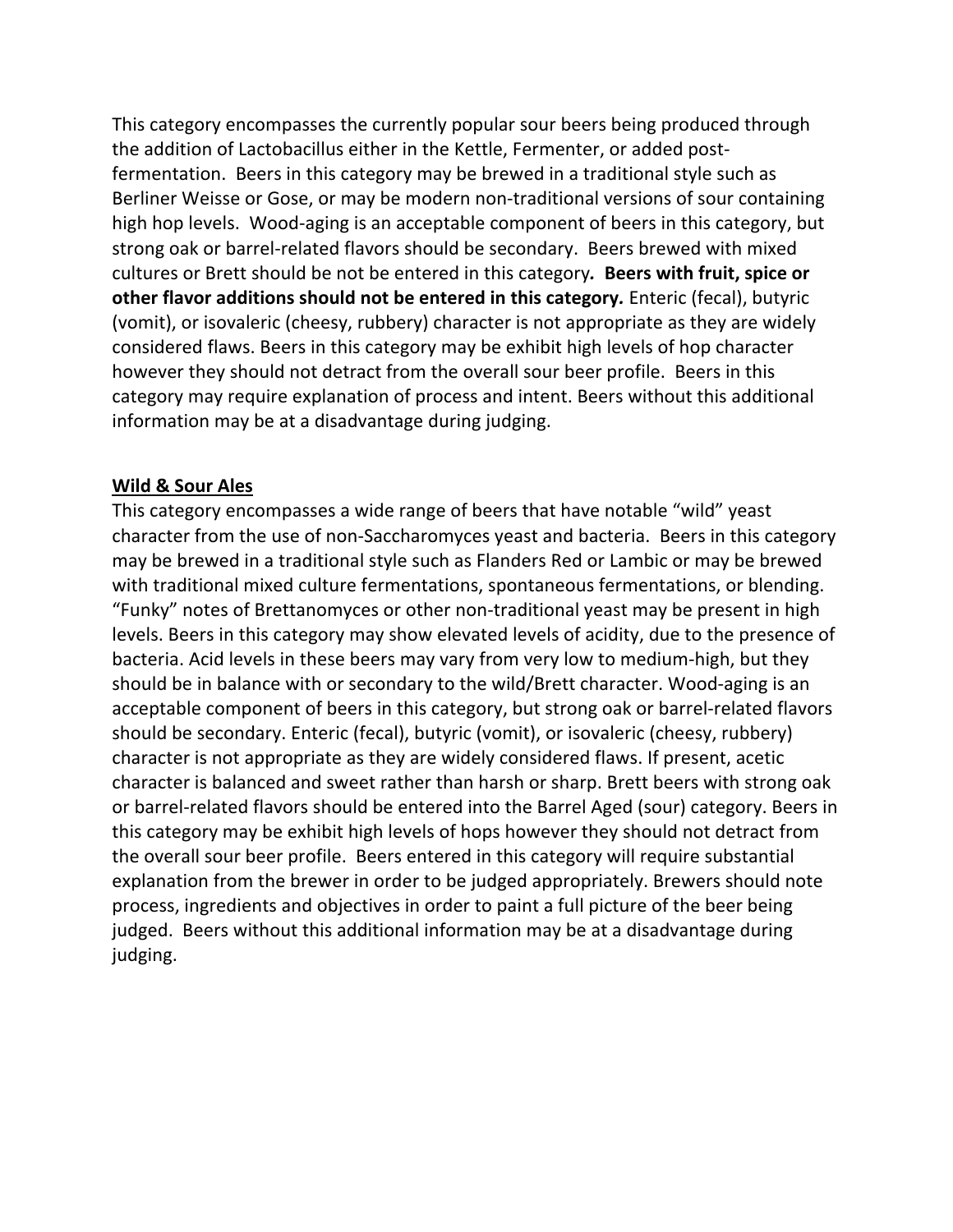This category encompasses the currently popular sour beers being produced through the addition of Lactobacillus either in the Kettle, Fermenter, or added post-fermentation. Beers in this category may be brewed in a traditional style such as Berliner Weisse or Gose, or may be modern non-traditional versions of sour containing high hop levels. Wood-aging is an acceptable component of beers in this category, but strong oak or barrel-related flavors should be secondary. Beers brewed with mixed cultures or Brett should be not be entered in this category***.*** **Beers with fruit, spice or other flavor additions should not be entered in this category.** Enteric (fecal), butyric (vomit), or isovaleric (cheesy, rubbery) character is not appropriate as they are widely considered flaws. Beers in this category may be exhibit high levels of hop character however they should not detract from the overall sour beer profile. Beers in this category may require explanation of process and intent. Beers without this additional information may be at a disadvantage during judging.

**Wild & Sour Ales**

This category encompasses a wide range of beers that have notable "wild" yeast character from the use of non-Saccharomyces yeast and bacteria. Beers in this category may be brewed in a traditional style such as Flanders Red or Lambic or may be brewed with traditional mixed culture fermentations, spontaneous fermentations, or blending. "Funky" notes of Brettanomyces or other non-traditional yeast may be present in high levels. Beers in this category may show elevated levels of acidity, due to the presence of bacteria. Acid levels in these beers may vary from very low to medium-high, but they should be in balance with or secondary to the wild/Brett character. Wood-aging is an acceptable component of beers in this category, but strong oak or barrel-related flavors should be secondary. Enteric (fecal), butyric (vomit), or isovaleric (cheesy, rubbery) character is not appropriate as they are widely considered flaws. If present, acetic character is balanced and sweet rather than harsh or sharp. Brett beers with strong oak or barrel-related flavors should be entered into the Barrel Aged (sour) category. Beers in this category may be exhibit high levels of hops however they should not detract from the overall sour beer profile. Beers entered in this category will require substantial explanation from the brewer in order to be judged appropriately. Brewers should note process, ingredients and objectives in order to paint a full picture of the beer being judged. Beers without this additional information may be at a disadvantage during judging.